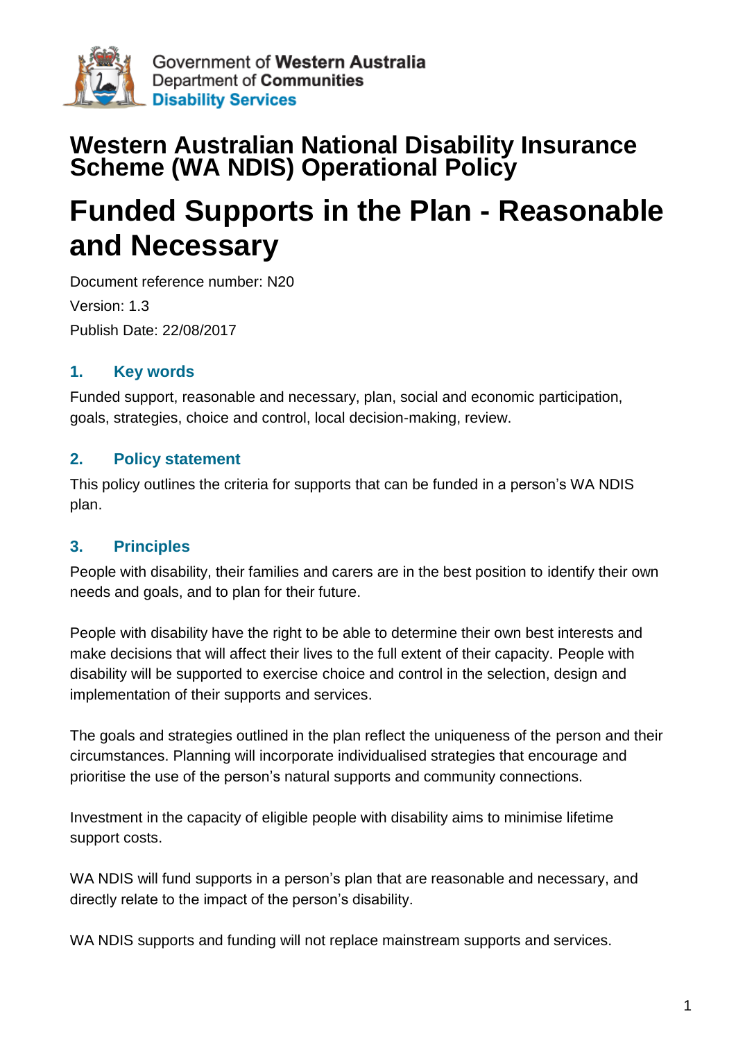Government of **Western Australia**
Department of **Communities**
**Disability Services**

# Western Australian National Disability Insurance Scheme (WA NDIS) Operational Policy

# Funded Supports in the Plan - Reasonable and Necessary

Document reference number: N20

Version: 1.3

Publish Date: 22/08/2017

## 1. Key words

Funded support, reasonable and necessary, plan, social and economic participation, goals, strategies, choice and control, local decision-making, review.

## 2. Policy statement

This policy outlines the criteria for supports that can be funded in a person's WA NDIS plan.

## 3. Principles

People with disability, their families and carers are in the best position to identify their own needs and goals, and to plan for their future.

People with disability have the right to be able to determine their own best interests and make decisions that will affect their lives to the full extent of their capacity. People with disability will be supported to exercise choice and control in the selection, design and implementation of their supports and services.

The goals and strategies outlined in the plan reflect the uniqueness of the person and their circumstances. Planning will incorporate individualised strategies that encourage and prioritise the use of the person's natural supports and community connections.

Investment in the capacity of eligible people with disability aims to minimise lifetime support costs.

WA NDIS will fund supports in a person's plan that are reasonable and necessary, and directly relate to the impact of the person's disability.

WA NDIS supports and funding will not replace mainstream supports and services.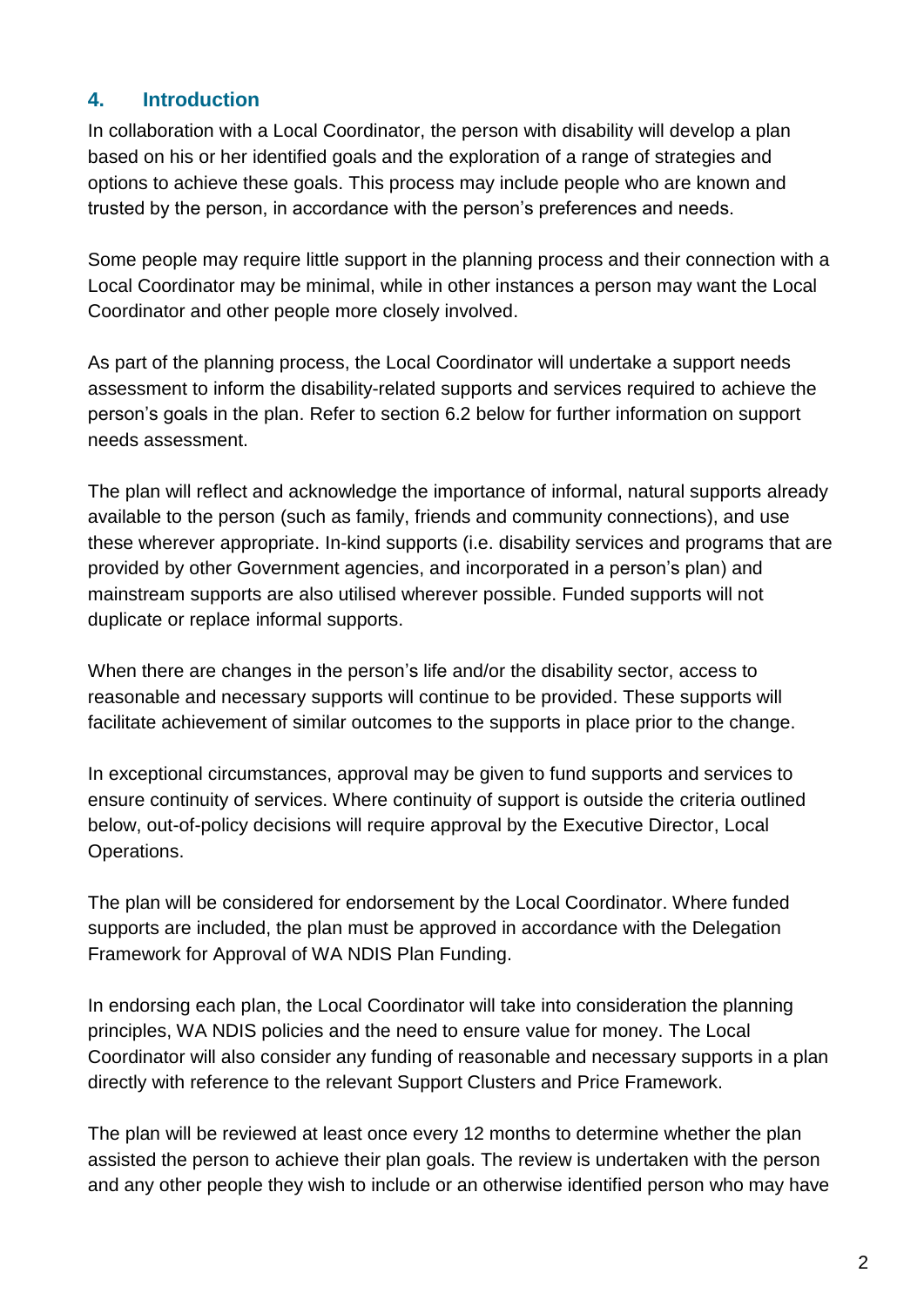## 4. Introduction

In collaboration with a Local Coordinator, the person with disability will develop a plan based on his or her identified goals and the exploration of a range of strategies and options to achieve these goals. This process may include people who are known and trusted by the person, in accordance with the person's preferences and needs.

Some people may require little support in the planning process and their connection with a Local Coordinator may be minimal, while in other instances a person may want the Local Coordinator and other people more closely involved.

As part of the planning process, the Local Coordinator will undertake a support needs assessment to inform the disability-related supports and services required to achieve the person's goals in the plan. Refer to section 6.2 below for further information on support needs assessment.

The plan will reflect and acknowledge the importance of informal, natural supports already available to the person (such as family, friends and community connections), and use these wherever appropriate. In-kind supports (i.e. disability services and programs that are provided by other Government agencies, and incorporated in a person's plan) and mainstream supports are also utilised wherever possible. Funded supports will not duplicate or replace informal supports.

When there are changes in the person's life and/or the disability sector, access to reasonable and necessary supports will continue to be provided. These supports will facilitate achievement of similar outcomes to the supports in place prior to the change.

In exceptional circumstances, approval may be given to fund supports and services to ensure continuity of services. Where continuity of support is outside the criteria outlined below, out-of-policy decisions will require approval by the Executive Director, Local Operations.

The plan will be considered for endorsement by the Local Coordinator. Where funded supports are included, the plan must be approved in accordance with the Delegation Framework for Approval of WA NDIS Plan Funding.

In endorsing each plan, the Local Coordinator will take into consideration the planning principles, WA NDIS policies and the need to ensure value for money. The Local Coordinator will also consider any funding of reasonable and necessary supports in a plan directly with reference to the relevant Support Clusters and Price Framework.

The plan will be reviewed at least once every 12 months to determine whether the plan assisted the person to achieve their plan goals. The review is undertaken with the person and any other people they wish to include or an otherwise identified person who may have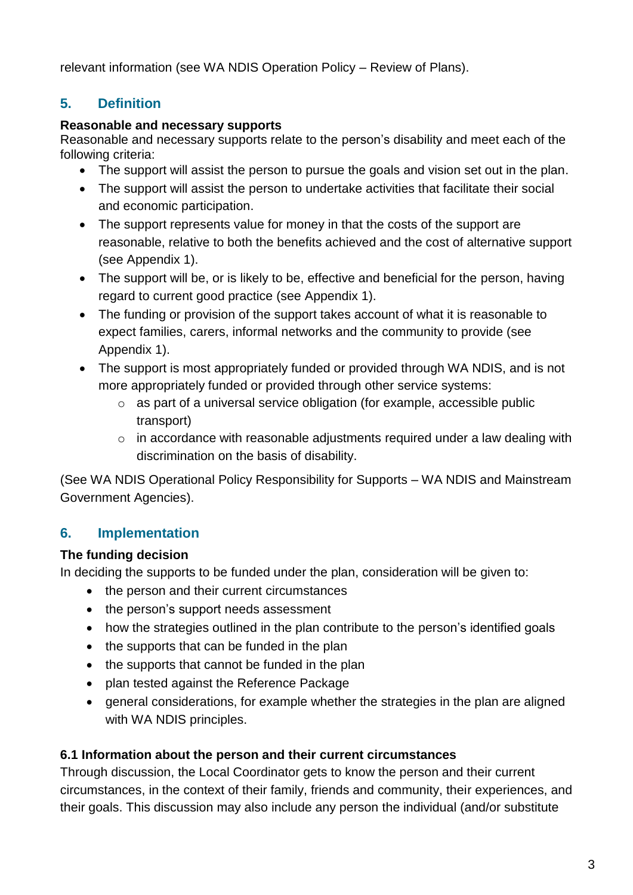relevant information (see WA NDIS Operation Policy – Review of Plans).

## 5. Definition

**Reasonable and necessary supports**

Reasonable and necessary supports relate to the person's disability and meet each of the following criteria:

- The support will assist the person to pursue the goals and vision set out in the plan.
- The support will assist the person to undertake activities that facilitate their social and economic participation.
- The support represents value for money in that the costs of the support are reasonable, relative to both the benefits achieved and the cost of alternative support (see Appendix 1).
- The support will be, or is likely to be, effective and beneficial for the person, having regard to current good practice (see Appendix 1).
- The funding or provision of the support takes account of what it is reasonable to expect families, carers, informal networks and the community to provide (see Appendix 1).
- The support is most appropriately funded or provided through WA NDIS, and is not more appropriately funded or provided through other service systems:
    - as part of a universal service obligation (for example, accessible public transport)
    - in accordance with reasonable adjustments required under a law dealing with discrimination on the basis of disability.

(See WA NDIS Operational Policy Responsibility for Supports – WA NDIS and Mainstream Government Agencies).

## 6. Implementation

**The funding decision**

In deciding the supports to be funded under the plan, consideration will be given to:

- the person and their current circumstances
- the person's support needs assessment
- how the strategies outlined in the plan contribute to the person's identified goals
- the supports that can be funded in the plan
- the supports that cannot be funded in the plan
- plan tested against the Reference Package
- general considerations, for example whether the strategies in the plan are aligned with WA NDIS principles.

### 6.1 Information about the person and their current circumstances

Through discussion, the Local Coordinator gets to know the person and their current circumstances, in the context of their family, friends and community, their experiences, and their goals. This discussion may also include any person the individual (and/or substitute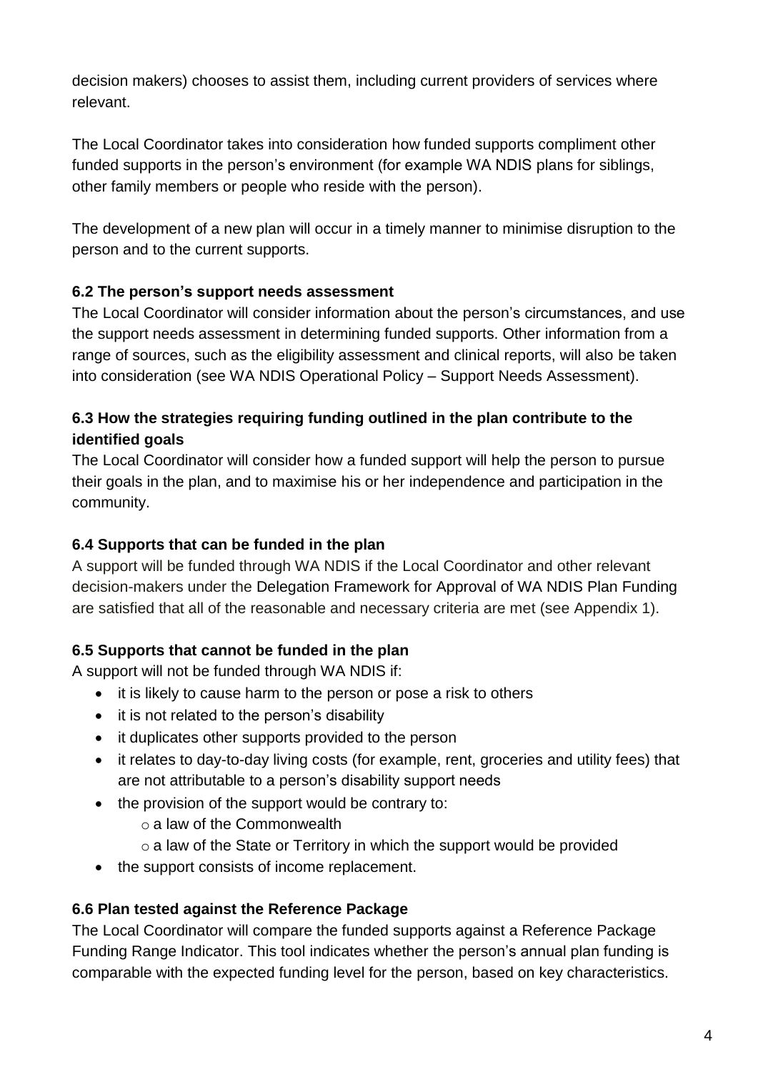decision makers) chooses to assist them, including current providers of services where relevant.

The Local Coordinator takes into consideration how funded supports compliment other funded supports in the person's environment (for example WA NDIS plans for siblings, other family members or people who reside with the person).

The development of a new plan will occur in a timely manner to minimise disruption to the person and to the current supports.

### 6.2 The person's support needs assessment

The Local Coordinator will consider information about the person's circumstances, and use the support needs assessment in determining funded supports. Other information from a range of sources, such as the eligibility assessment and clinical reports, will also be taken into consideration (see WA NDIS Operational Policy – Support Needs Assessment).

### 6.3 How the strategies requiring funding outlined in the plan contribute to the identified goals

The Local Coordinator will consider how a funded support will help the person to pursue their goals in the plan, and to maximise his or her independence and participation in the community.

### 6.4 Supports that can be funded in the plan

A support will be funded through WA NDIS if the Local Coordinator and other relevant decision-makers under the Delegation Framework for Approval of WA NDIS Plan Funding are satisfied that all of the reasonable and necessary criteria are met (see Appendix 1).

### 6.5 Supports that cannot be funded in the plan

A support will not be funded through WA NDIS if:

- it is likely to cause harm to the person or pose a risk to others
- it is not related to the person's disability
- it duplicates other supports provided to the person
- it relates to day-to-day living costs (for example, rent, groceries and utility fees) that are not attributable to a person's disability support needs
- the provision of the support would be contrary to:
  - a law of the Commonwealth
  - a law of the State or Territory in which the support would be provided
- the support consists of income replacement.

### 6.6 Plan tested against the Reference Package

The Local Coordinator will compare the funded supports against a Reference Package Funding Range Indicator. This tool indicates whether the person's annual plan funding is comparable with the expected funding level for the person, based on key characteristics.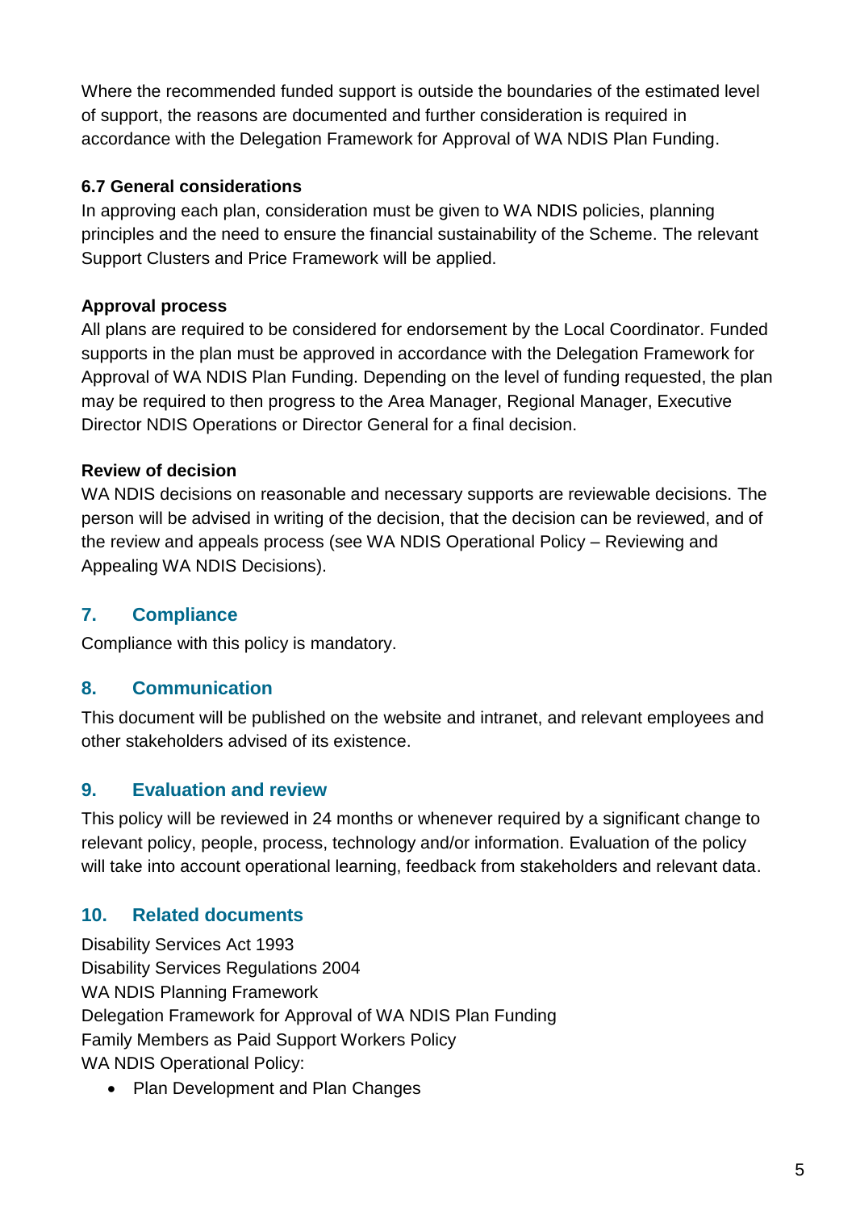Where the recommended funded support is outside the boundaries of the estimated level of support, the reasons are documented and further consideration is required in accordance with the Delegation Framework for Approval of WA NDIS Plan Funding.

### 6.7 General considerations

In approving each plan, consideration must be given to WA NDIS policies, planning principles and the need to ensure the financial sustainability of the Scheme. The relevant Support Clusters and Price Framework will be applied.

**Approval process**

All plans are required to be considered for endorsement by the Local Coordinator. Funded supports in the plan must be approved in accordance with the Delegation Framework for Approval of WA NDIS Plan Funding. Depending on the level of funding requested, the plan may be required to then progress to the Area Manager, Regional Manager, Executive Director NDIS Operations or Director General for a final decision.

**Review of decision**

WA NDIS decisions on reasonable and necessary supports are reviewable decisions. The person will be advised in writing of the decision, that the decision can be reviewed, and of the review and appeals process (see WA NDIS Operational Policy – Reviewing and Appealing WA NDIS Decisions).

## 7. Compliance

Compliance with this policy is mandatory.

## 8. Communication

This document will be published on the website and intranet, and relevant employees and other stakeholders advised of its existence.

## 9. Evaluation and review

This policy will be reviewed in 24 months or whenever required by a significant change to relevant policy, people, process, technology and/or information. Evaluation of the policy will take into account operational learning, feedback from stakeholders and relevant data.

## 10. Related documents

Disability Services Act 1993
Disability Services Regulations 2004
WA NDIS Planning Framework
Delegation Framework for Approval of WA NDIS Plan Funding
Family Members as Paid Support Workers Policy
WA NDIS Operational Policy:

- Plan Development and Plan Changes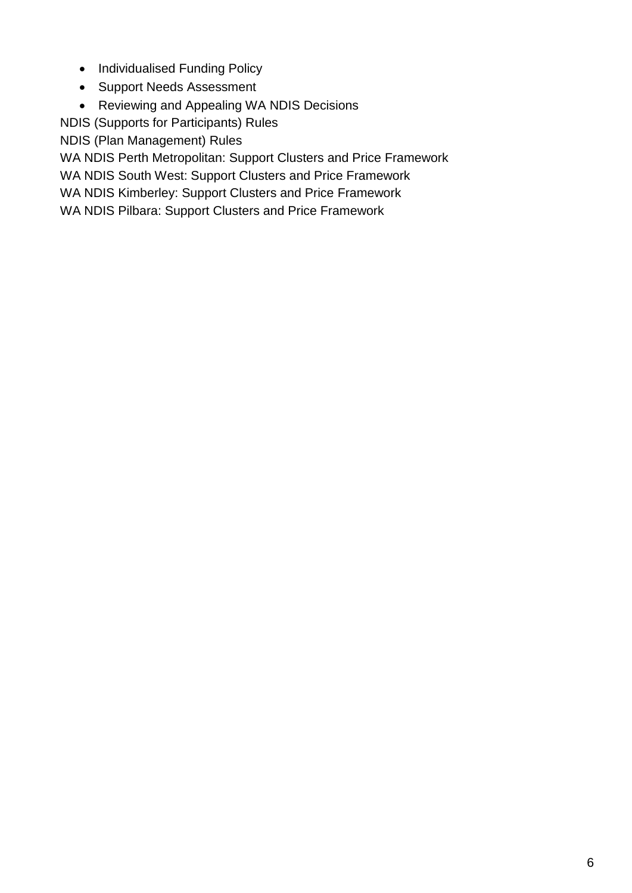- Individualised Funding Policy
- Support Needs Assessment
- Reviewing and Appealing WA NDIS Decisions

NDIS (Supports for Participants) Rules

NDIS (Plan Management) Rules

WA NDIS Perth Metropolitan: Support Clusters and Price Framework

WA NDIS South West: Support Clusters and Price Framework

WA NDIS Kimberley: Support Clusters and Price Framework

WA NDIS Pilbara: Support Clusters and Price Framework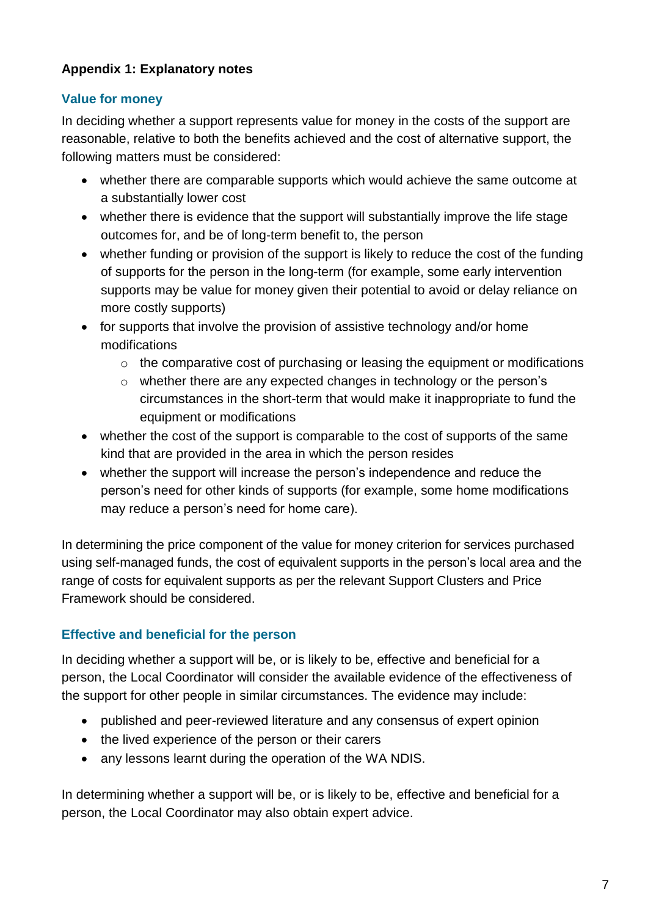**Appendix 1: Explanatory notes**

### Value for money

In deciding whether a support represents value for money in the costs of the support are reasonable, relative to both the benefits achieved and the cost of alternative support, the following matters must be considered:

- whether there are comparable supports which would achieve the same outcome at a substantially lower cost
- whether there is evidence that the support will substantially improve the life stage outcomes for, and be of long-term benefit to, the person
- whether funding or provision of the support is likely to reduce the cost of the funding of supports for the person in the long-term (for example, some early intervention supports may be value for money given their potential to avoid or delay reliance on more costly supports)
- for supports that involve the provision of assistive technology and/or home modifications
  - the comparative cost of purchasing or leasing the equipment or modifications
  - whether there are any expected changes in technology or the person's circumstances in the short-term that would make it inappropriate to fund the equipment or modifications
- whether the cost of the support is comparable to the cost of supports of the same kind that are provided in the area in which the person resides
- whether the support will increase the person's independence and reduce the person's need for other kinds of supports (for example, some home modifications may reduce a person's need for home care).

In determining the price component of the value for money criterion for services purchased using self-managed funds, the cost of equivalent supports in the person's local area and the range of costs for equivalent supports as per the relevant Support Clusters and Price Framework should be considered.

### Effective and beneficial for the person

In deciding whether a support will be, or is likely to be, effective and beneficial for a person, the Local Coordinator will consider the available evidence of the effectiveness of the support for other people in similar circumstances. The evidence may include:

- published and peer-reviewed literature and any consensus of expert opinion
- the lived experience of the person or their carers
- any lessons learnt during the operation of the WA NDIS.

In determining whether a support will be, or is likely to be, effective and beneficial for a person, the Local Coordinator may also obtain expert advice.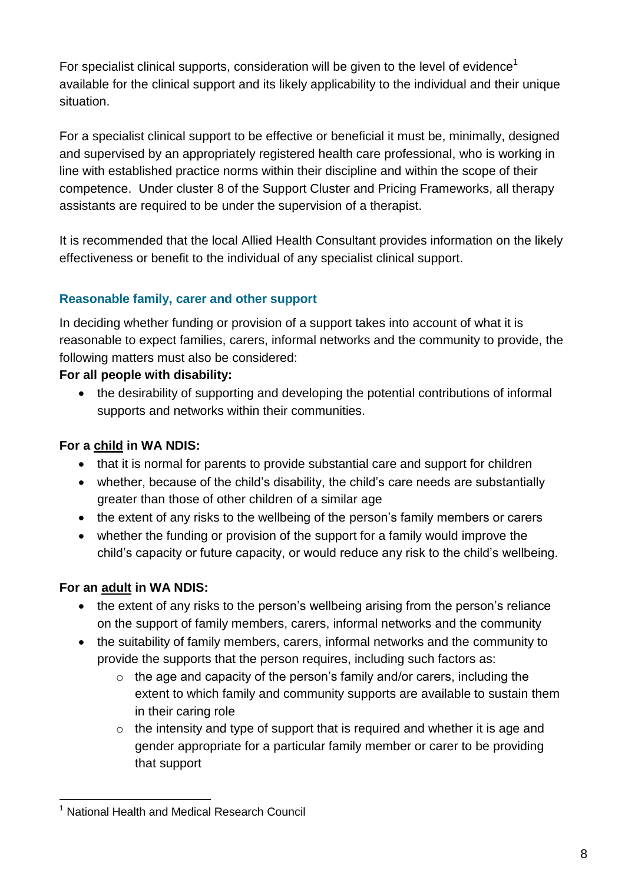For specialist clinical supports, consideration will be given to the level of evidence[1] available for the clinical support and its likely applicability to the individual and their unique situation.

For a specialist clinical support to be effective or beneficial it must be, minimally, designed and supervised by an appropriately registered health care professional, who is working in line with established practice norms within their discipline and within the scope of their competence. Under cluster 8 of the Support Cluster and Pricing Frameworks, all therapy assistants are required to be under the supervision of a therapist.

It is recommended that the local Allied Health Consultant provides information on the likely effectiveness or benefit to the individual of any specialist clinical support.

### Reasonable family, carer and other support

In deciding whether funding or provision of a support takes into account of what it is reasonable to expect families, carers, informal networks and the community to provide, the following matters must also be considered:

**For all people with disability:**

- the desirability of supporting and developing the potential contributions of informal supports and networks within their communities.

**For a <u>child</u> in WA NDIS:**

- that it is normal for parents to provide substantial care and support for children
- whether, because of the child's disability, the child's care needs are substantially greater than those of other children of a similar age
- the extent of any risks to the wellbeing of the person's family members or carers
- whether the funding or provision of the support for a family would improve the child's capacity or future capacity, or would reduce any risk to the child's wellbeing.

**For an <u>adult</u> in WA NDIS:**

- the extent of any risks to the person's wellbeing arising from the person's reliance on the support of family members, carers, informal networks and the community
- the suitability of family members, carers, informal networks and the community to provide the supports that the person requires, including such factors as:
  - the age and capacity of the person's family and/or carers, including the extent to which family and community supports are available to sustain them in their caring role
  - the intensity and type of support that is required and whether it is age and gender appropriate for a particular family member or carer to be providing that support

[1] National Health and Medical Research Council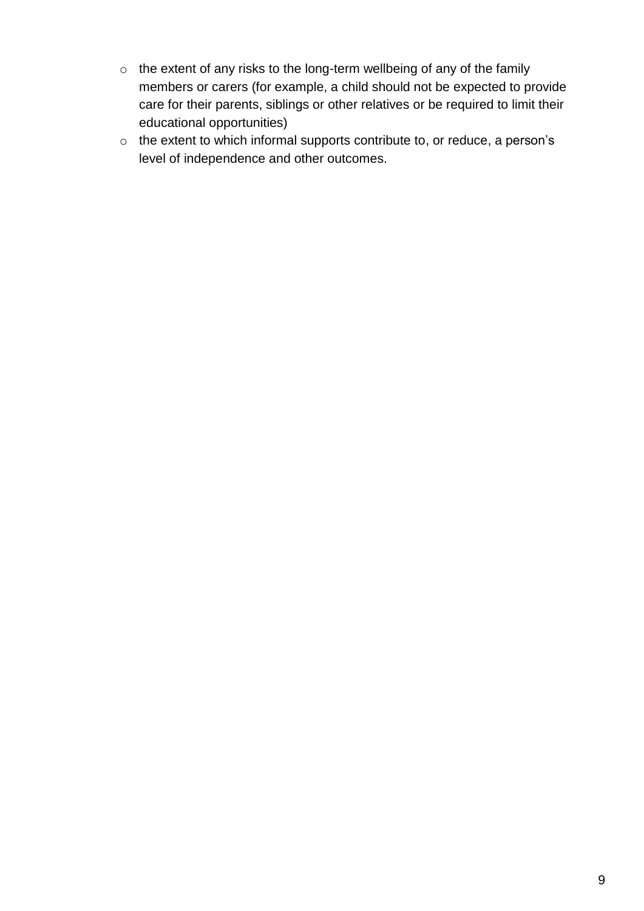- the extent of any risks to the long-term wellbeing of any of the family members or carers (for example, a child should not be expected to provide care for their parents, siblings or other relatives or be required to limit their educational opportunities)
- the extent to which informal supports contribute to, or reduce, a person's level of independence and other outcomes.